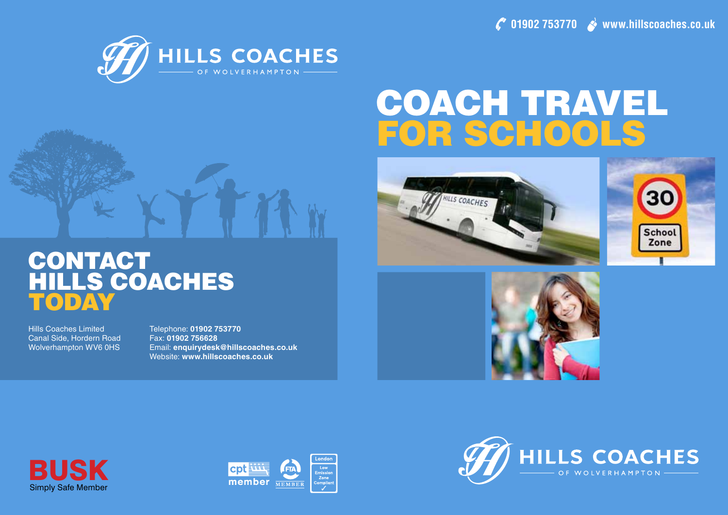01902 753770 www.hillscoaches.co.uk

HILLS COACHES
OF WOLVERHAMPTON

# COACH TRAVEL FOR SCHOOLS

# CONTACT HILLS COACHES TODAY

Hills Coaches Limited
Canal Side, Hordern Road
Wolverhampton WV6 0HS

Telephone: **01902 753770**
Fax: **01902 756628**
Email: **enquirydesk@hillscoaches.co.uk**
Website: **www.hillscoaches.co.uk**

BUSK
Simply Safe Member

cpt member

FTA MEMBER

London Low Emission Zone Compliant

HILLS COACHES
OF WOLVERHAMPTON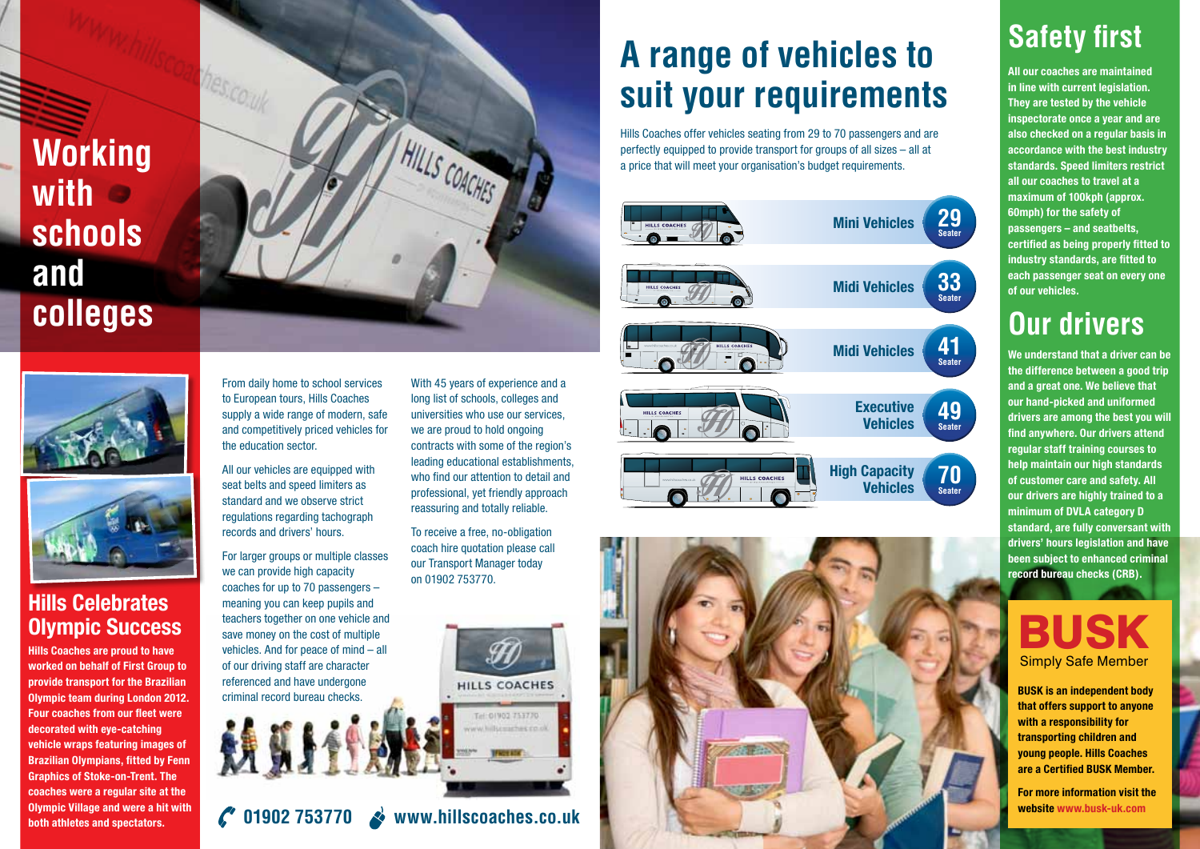# Working with schools and colleges

## Hills Celebrates Olympic Success

**Hills Coaches are proud to have worked on behalf of First Group to provide transport for the Brazilian Olympic team during London 2012. Four coaches from our fleet were decorated with eye-catching vehicle wraps featuring images of Brazilian Olympians, fitted by Fenn Graphics of Stoke-on-Trent. The coaches were a regular site at the Olympic Village and were a hit with both athletes and spectators.**

From daily home to school services to European tours, Hills Coaches supply a wide range of modern, safe and competitively priced vehicles for the education sector.

All our vehicles are equipped with seat belts and speed limiters as standard and we observe strict regulations regarding tachograph records and drivers' hours.

For larger groups or multiple classes we can provide high capacity coaches for up to 70 passengers – meaning you can keep pupils and teachers together on one vehicle and save money on the cost of multiple vehicles. And for peace of mind – all of our driving staff are character referenced and have undergone criminal record bureau checks.

With 45 years of experience and a long list of schools, colleges and universities who use our services, we are proud to hold ongoing contracts with some of the region's leading educational establishments, who find our attention to detail and professional, yet friendly approach reassuring and totally reliable.

To receive a free, no-obligation coach hire quotation please call our Transport Manager today on 01902 753770.

**01902 753770** **www.hillscoaches.co.uk**

# A range of vehicles to suit your requirements

Hills Coaches offer vehicles seating from 29 to 70 passengers and are perfectly equipped to provide transport for groups of all sizes – all at a price that will meet your organisation's budget requirements.

- **Mini Vehicles** – 29 Seater
- **Midi Vehicles** – 33 Seater
- **Midi Vehicles** – 41 Seater
- **Executive Vehicles** – 49 Seater
- **High Capacity Vehicles** – 70 Seater

# Safety first

**All our coaches are maintained in line with current legislation. They are tested by the vehicle inspectorate once a year and are also checked on a regular basis in accordance with the best industry standards. Speed limiters restrict all our coaches to travel at a maximum of 100kph (approx. 60mph) for the safety of passengers – and seatbelts, certified as being properly fitted to industry standards, are fitted to each passenger seat on every one of our vehicles.**

# Our drivers

**We understand that a driver can be the difference between a good trip and a great one. We believe that our hand-picked and uniformed drivers are among the best you will find anywhere. Our drivers attend regular staff training courses to help maintain our high standards of customer care and safety. All our drivers are highly trained to a minimum of DVLA category D standard, are fully conversant with drivers' hours legislation and have been subject to enhanced criminal record bureau checks (CRB).**

## BUSK

Simply Safe Member

**BUSK is an independent body that offers support to anyone with a responsibility for transporting children and young people. Hills Coaches are a Certified BUSK Member.**

**For more information visit the website www.busk-uk.com**